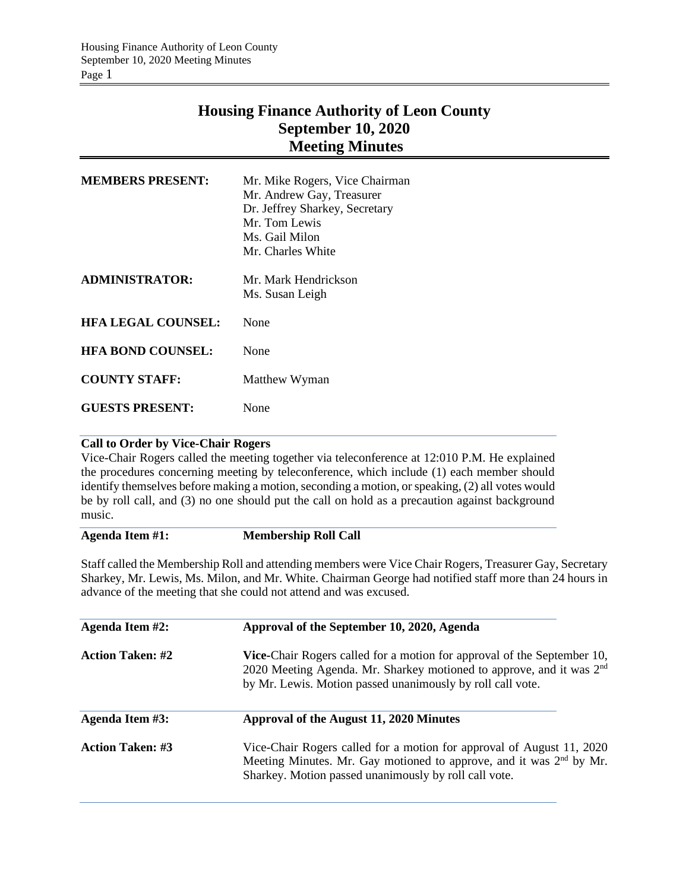# Housing Finance Authority of Leon County
# September 10, 2020
# Meeting Minutes

| | |
|---|---|
| **MEMBERS PRESENT:** | Mr. Mike Rogers, Vice Chairman<br>Mr. Andrew Gay, Treasurer<br>Dr. Jeffrey Sharkey, Secretary<br>Mr. Tom Lewis<br>Ms. Gail Milon<br>Mr. Charles White |
| **ADMINISTRATOR:** | Mr. Mark Hendrickson<br>Ms. Susan Leigh |
| **HFA LEGAL COUNSEL:** | None |
| **HFA BOND COUNSEL:** | None |
| **COUNTY STAFF:** | Matthew Wyman |
| **GUESTS PRESENT:** | None |

**Call to Order by Vice-Chair Rogers**

Vice-Chair Rogers called the meeting together via teleconference at 12:010 P.M. He explained the procedures concerning meeting by teleconference, which include (1) each member should identify themselves before making a motion, seconding a motion, or speaking, (2) all votes would be by roll call, and (3) no one should put the call on hold as a precaution against background music.

**Agenda Item #1: Membership Roll Call**

Staff called the Membership Roll and attending members were Vice Chair Rogers, Treasurer Gay, Secretary Sharkey, Mr. Lewis, Ms. Milon, and Mr. White. Chairman George had notified staff more than 24 hours in advance of the meeting that she could not attend and was excused.

**Agenda Item #2: Approval of the September 10, 2020, Agenda**

**Action Taken: #2** — **Vice**-Chair Rogers called for a motion for approval of the September 10, 2020 Meeting Agenda. Mr. Sharkey motioned to approve, and it was 2nd by Mr. Lewis. Motion passed unanimously by roll call vote.

**Agenda Item #3: Approval of the August 11, 2020 Minutes**

**Action Taken: #3** — Vice-Chair Rogers called for a motion for approval of August 11, 2020 Meeting Minutes. Mr. Gay motioned to approve, and it was 2nd by Mr. Sharkey. Motion passed unanimously by roll call vote.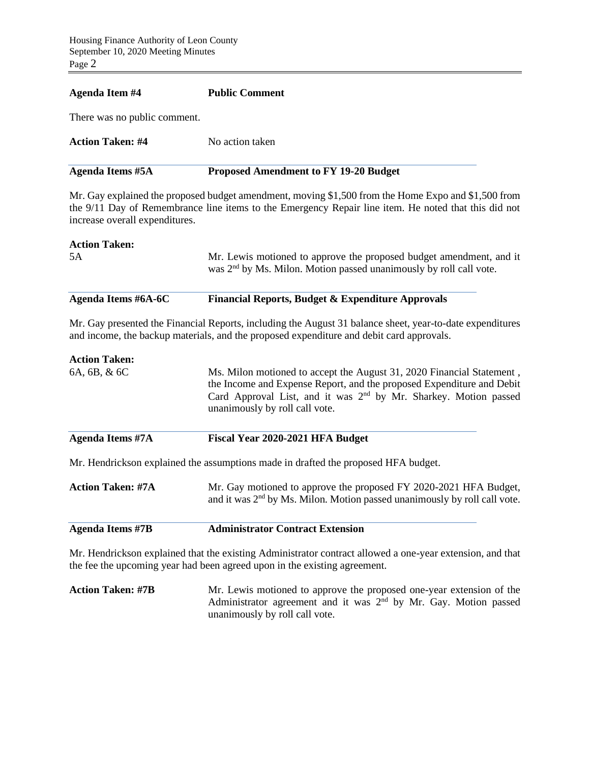**Agenda Item #4** **Public Comment**

There was no public comment.

**Action Taken: #4** No action taken

**Agenda Items #5A** **Proposed Amendment to FY 19-20 Budget**

Mr. Gay explained the proposed budget amendment, moving $1,500 from the Home Expo and $1,500 from the 9/11 Day of Remembrance line items to the Emergency Repair line item. He noted that this did not increase overall expenditures.

**Action Taken:**

5A — Mr. Lewis motioned to approve the proposed budget amendment, and it was 2nd by Ms. Milon. Motion passed unanimously by roll call vote.

**Agenda Items #6A-6C** **Financial Reports, Budget & Expenditure Approvals**

Mr. Gay presented the Financial Reports, including the August 31 balance sheet, year-to-date expenditures and income, the backup materials, and the proposed expenditure and debit card approvals.

**Action Taken:**

6A, 6B, & 6C — Ms. Milon motioned to accept the August 31, 2020 Financial Statement , the Income and Expense Report, and the proposed Expenditure and Debit Card Approval List, and it was 2nd by Mr. Sharkey. Motion passed unanimously by roll call vote.

**Agenda Items #7A** **Fiscal Year 2020-2021 HFA Budget**

Mr. Hendrickson explained the assumptions made in drafted the proposed HFA budget.

**Action Taken: #7A** Mr. Gay motioned to approve the proposed FY 2020-2021 HFA Budget, and it was 2nd by Ms. Milon. Motion passed unanimously by roll call vote.

**Agenda Items #7B** **Administrator Contract Extension**

Mr. Hendrickson explained that the existing Administrator contract allowed a one-year extension, and that the fee the upcoming year had been agreed upon in the existing agreement.

**Action Taken: #7B** Mr. Lewis motioned to approve the proposed one-year extension of the Administrator agreement and it was 2nd by Mr. Gay. Motion passed unanimously by roll call vote.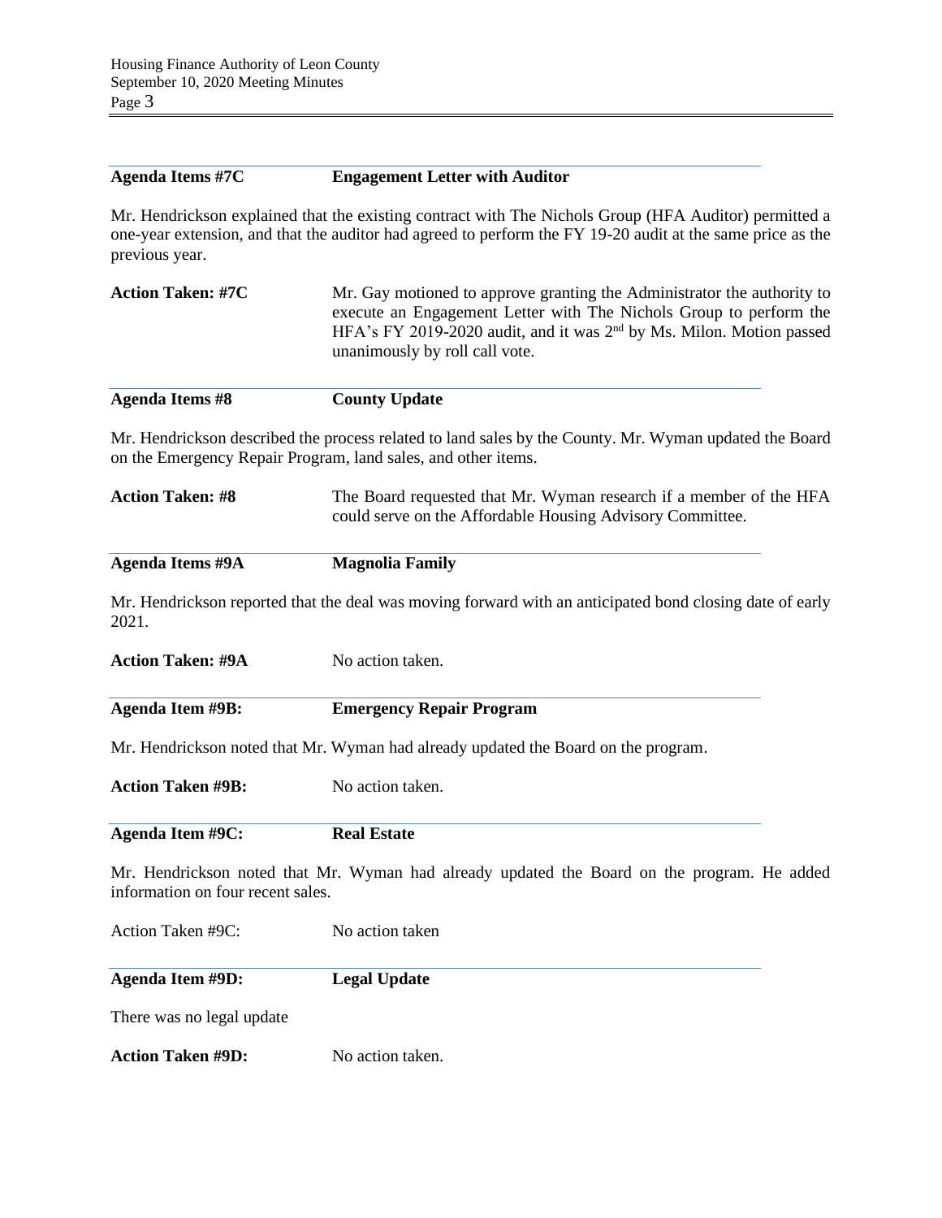**Agenda Items #7C** **Engagement Letter with Auditor**

Mr. Hendrickson explained that the existing contract with The Nichols Group (HFA Auditor) permitted a one-year extension, and that the auditor had agreed to perform the FY 19-20 audit at the same price as the previous year.

**Action Taken: #7C** Mr. Gay motioned to approve granting the Administrator the authority to execute an Engagement Letter with The Nichols Group to perform the HFA's FY 2019-2020 audit, and it was 2nd by Ms. Milon. Motion passed unanimously by roll call vote.

**Agenda Items #8** **County Update**

Mr. Hendrickson described the process related to land sales by the County. Mr. Wyman updated the Board on the Emergency Repair Program, land sales, and other items.

**Action Taken: #8** The Board requested that Mr. Wyman research if a member of the HFA could serve on the Affordable Housing Advisory Committee.

**Agenda Items #9A** **Magnolia Family**

Mr. Hendrickson reported that the deal was moving forward with an anticipated bond closing date of early 2021.

**Action Taken: #9A** No action taken.

**Agenda Item #9B:** **Emergency Repair Program**

Mr. Hendrickson noted that Mr. Wyman had already updated the Board on the program.

**Action Taken #9B:** No action taken.

**Agenda Item #9C:** **Real Estate**

Mr. Hendrickson noted that Mr. Wyman had already updated the Board on the program. He added information on four recent sales.

Action Taken #9C: No action taken

**Agenda Item #9D:** **Legal Update**

There was no legal update

**Action Taken #9D:** No action taken.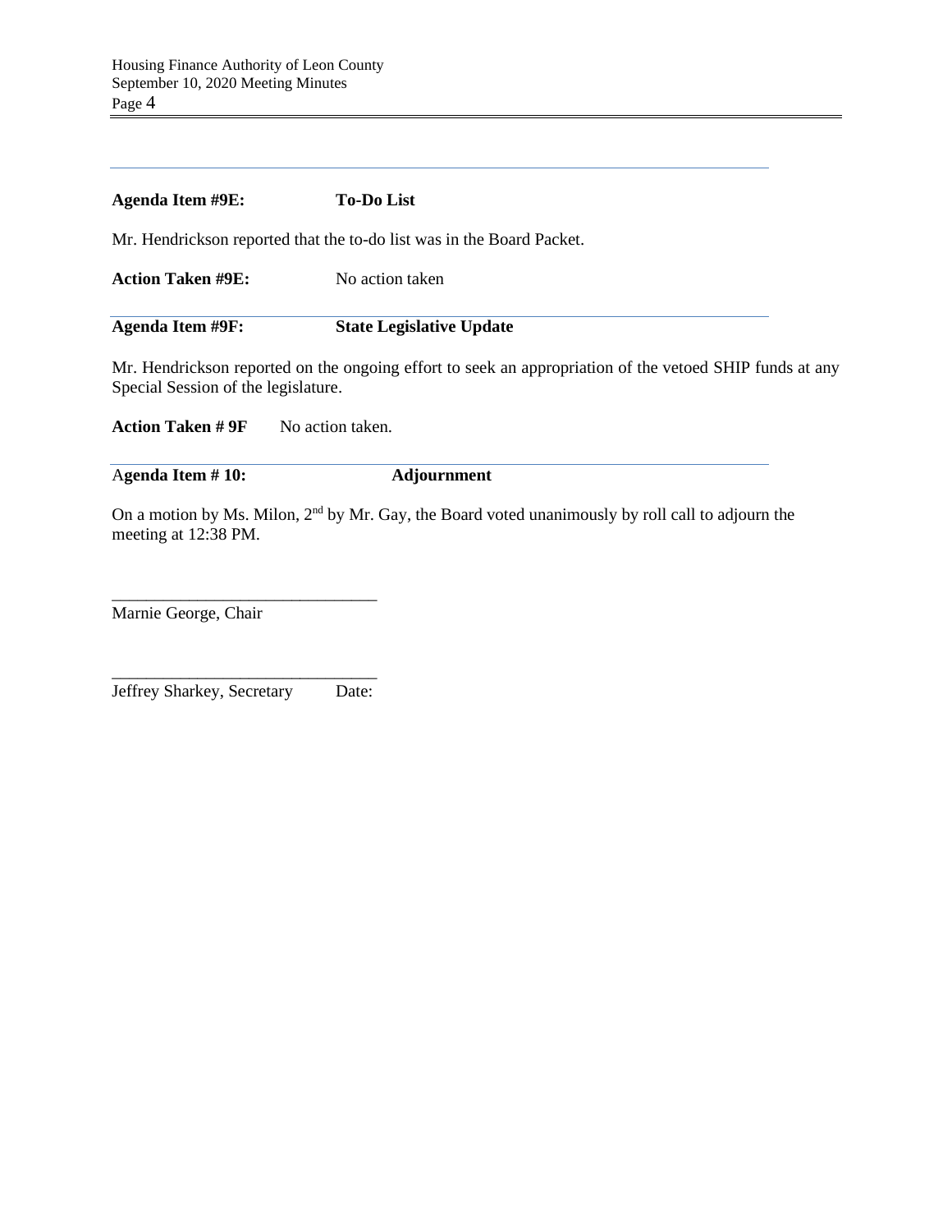**Agenda Item #9E:** **To-Do List**

Mr. Hendrickson reported that the to-do list was in the Board Packet.

**Action Taken #9E:** No action taken

---

**Agenda Item #9F:** **State Legislative Update**

Mr. Hendrickson reported on the ongoing effort to seek an appropriation of the vetoed SHIP funds at any Special Session of the legislature.

**Action Taken # 9F** No action taken.

---

**Agenda Item # 10:** **Adjournment**

On a motion by Ms. Milon, 2nd by Mr. Gay, the Board voted unanimously by roll call to adjourn the meeting at 12:38 PM.

\_\_\_\_\_\_\_\_\_\_\_\_\_\_\_\_\_\_\_\_\_\_\_\_\_\_\_\_\_\_\_
Marnie George, Chair

\_\_\_\_\_\_\_\_\_\_\_\_\_\_\_\_\_\_\_\_\_\_\_\_\_\_\_\_\_\_\_
Jeffrey Sharkey, Secretary Date: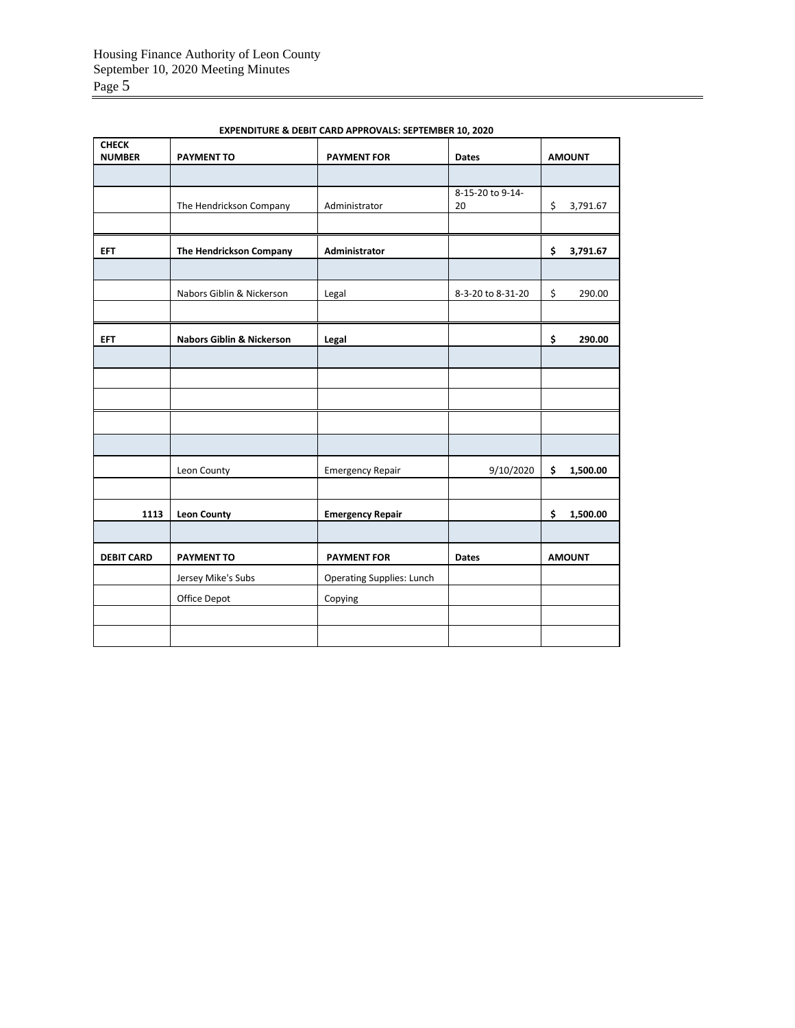**EXPENDITURE & DEBIT CARD APPROVALS: SEPTEMBER 10, 2020**

| CHECK NUMBER | PAYMENT TO | PAYMENT FOR | Dates | AMOUNT |
|---|---|---|---|---|
| | | | | |
| | The Hendrickson Company | Administrator | 8-15-20 to 9-14-20 | $ 3,791.67 |
| | | | | |
| **EFT** | **The Hendrickson Company** | **Administrator** | | **$ 3,791.67** |
| | | | | |
| | Nabors Giblin & Nickerson | Legal | 8-3-20 to 8-31-20 | $ 290.00 |
| | | | | |
| **EFT** | **Nabors Giblin & Nickerson** | **Legal** | | **$ 290.00** |
| | | | | |
| | | | | |
| | | | | |
| | | | | |
| | | | | |
| | Leon County | Emergency Repair | 9/10/2020 | **$ 1,500.00** |
| | | | | |
| **1113** | **Leon County** | **Emergency Repair** | | **$ 1,500.00** |
| | | | | |
| **DEBIT CARD** | **PAYMENT TO** | **PAYMENT FOR** | **Dates** | **AMOUNT** |
| | Jersey Mike's Subs | Operating Supplies: Lunch | | |
| | Office Depot | Copying | | |
| | | | | |
| | | | | |